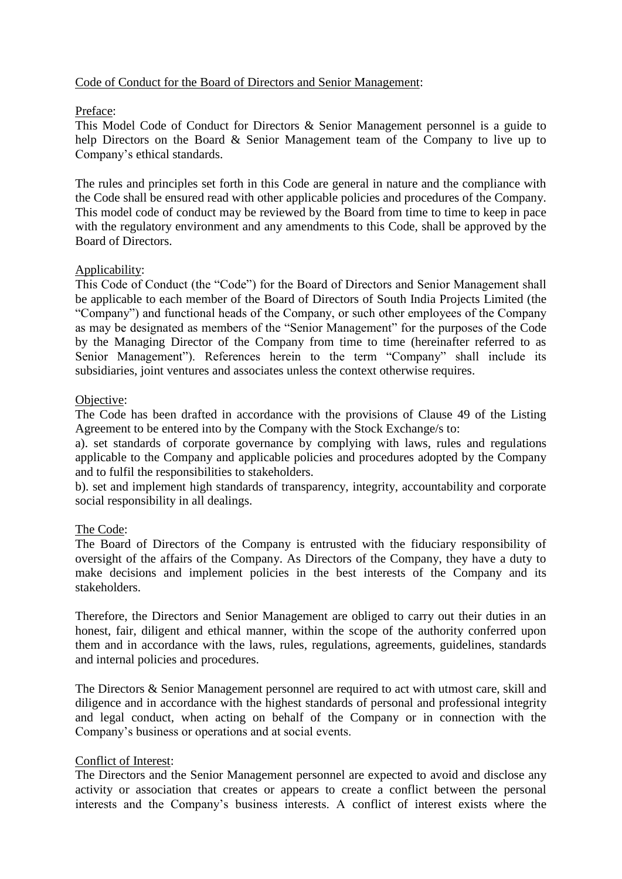Code of Conduct for the Board of Directors and Senior Management:

Preface:

This Model Code of Conduct for Directors & Senior Management personnel is a guide to help Directors on the Board & Senior Management team of the Company to live up to Company's ethical standards.

The rules and principles set forth in this Code are general in nature and the compliance with the Code shall be ensured read with other applicable policies and procedures of the Company. This model code of conduct may be reviewed by the Board from time to time to keep in pace with the regulatory environment and any amendments to this Code, shall be approved by the Board of Directors.

Applicability:

This Code of Conduct (the "Code") for the Board of Directors and Senior Management shall be applicable to each member of the Board of Directors of South India Projects Limited (the "Company") and functional heads of the Company, or such other employees of the Company as may be designated as members of the "Senior Management" for the purposes of the Code by the Managing Director of the Company from time to time (hereinafter referred to as Senior Management"). References herein to the term "Company" shall include its subsidiaries, joint ventures and associates unless the context otherwise requires.

Objective:

The Code has been drafted in accordance with the provisions of Clause 49 of the Listing Agreement to be entered into by the Company with the Stock Exchange/s to:

a). set standards of corporate governance by complying with laws, rules and regulations applicable to the Company and applicable policies and procedures adopted by the Company and to fulfil the responsibilities to stakeholders.

b). set and implement high standards of transparency, integrity, accountability and corporate social responsibility in all dealings.

The Code:

The Board of Directors of the Company is entrusted with the fiduciary responsibility of oversight of the affairs of the Company. As Directors of the Company, they have a duty to make decisions and implement policies in the best interests of the Company and its stakeholders.

Therefore, the Directors and Senior Management are obliged to carry out their duties in an honest, fair, diligent and ethical manner, within the scope of the authority conferred upon them and in accordance with the laws, rules, regulations, agreements, guidelines, standards and internal policies and procedures.

The Directors & Senior Management personnel are required to act with utmost care, skill and diligence and in accordance with the highest standards of personal and professional integrity and legal conduct, when acting on behalf of the Company or in connection with the Company's business or operations and at social events.

Conflict of Interest:

The Directors and the Senior Management personnel are expected to avoid and disclose any activity or association that creates or appears to create a conflict between the personal interests and the Company's business interests. A conflict of interest exists where the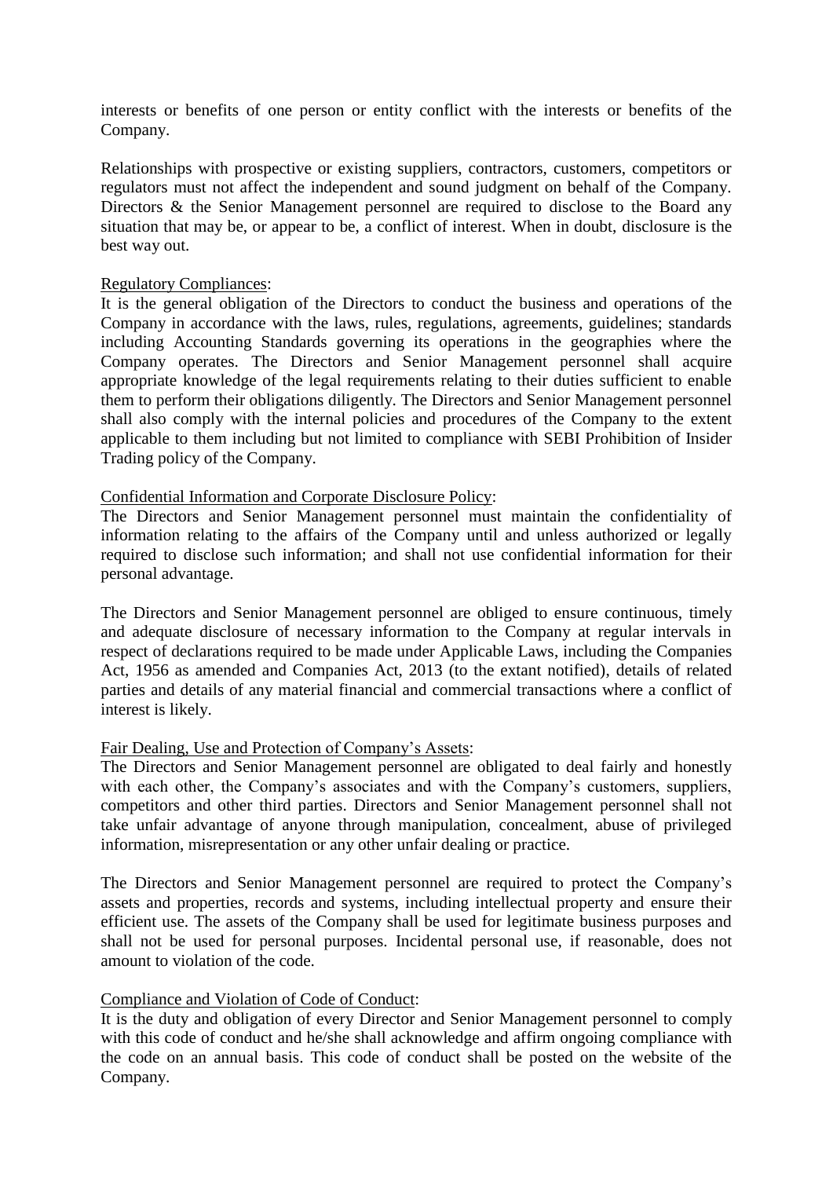interests or benefits of one person or entity conflict with the interests or benefits of the Company.

Relationships with prospective or existing suppliers, contractors, customers, competitors or regulators must not affect the independent and sound judgment on behalf of the Company. Directors & the Senior Management personnel are required to disclose to the Board any situation that may be, or appear to be, a conflict of interest. When in doubt, disclosure is the best way out.

<u>Regulatory Compliances</u>:
It is the general obligation of the Directors to conduct the business and operations of the Company in accordance with the laws, rules, regulations, agreements, guidelines; standards including Accounting Standards governing its operations in the geographies where the Company operates. The Directors and Senior Management personnel shall acquire appropriate knowledge of the legal requirements relating to their duties sufficient to enable them to perform their obligations diligently. The Directors and Senior Management personnel shall also comply with the internal policies and procedures of the Company to the extent applicable to them including but not limited to compliance with SEBI Prohibition of Insider Trading policy of the Company.

<u>Confidential Information and Corporate Disclosure Policy</u>:
The Directors and Senior Management personnel must maintain the confidentiality of information relating to the affairs of the Company until and unless authorized or legally required to disclose such information; and shall not use confidential information for their personal advantage.

The Directors and Senior Management personnel are obliged to ensure continuous, timely and adequate disclosure of necessary information to the Company at regular intervals in respect of declarations required to be made under Applicable Laws, including the Companies Act, 1956 as amended and Companies Act, 2013 (to the extant notified), details of related parties and details of any material financial and commercial transactions where a conflict of interest is likely.

<u>Fair Dealing, Use and Protection of Company's Assets</u>:
The Directors and Senior Management personnel are obligated to deal fairly and honestly with each other, the Company's associates and with the Company's customers, suppliers, competitors and other third parties. Directors and Senior Management personnel shall not take unfair advantage of anyone through manipulation, concealment, abuse of privileged information, misrepresentation or any other unfair dealing or practice.

The Directors and Senior Management personnel are required to protect the Company's assets and properties, records and systems, including intellectual property and ensure their efficient use. The assets of the Company shall be used for legitimate business purposes and shall not be used for personal purposes. Incidental personal use, if reasonable, does not amount to violation of the code.

<u>Compliance and Violation of Code of Conduct</u>:
It is the duty and obligation of every Director and Senior Management personnel to comply with this code of conduct and he/she shall acknowledge and affirm ongoing compliance with the code on an annual basis. This code of conduct shall be posted on the website of the Company.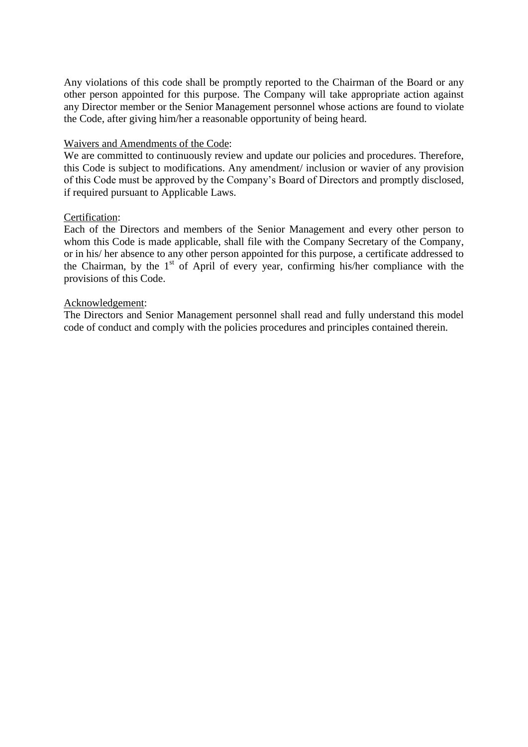Any violations of this code shall be promptly reported to the Chairman of the Board or any other person appointed for this purpose. The Company will take appropriate action against any Director member or the Senior Management personnel whose actions are found to violate the Code, after giving him/her a reasonable opportunity of being heard.

Waivers and Amendments of the Code:

We are committed to continuously review and update our policies and procedures. Therefore, this Code is subject to modifications. Any amendment/ inclusion or wavier of any provision of this Code must be approved by the Company's Board of Directors and promptly disclosed, if required pursuant to Applicable Laws.

Certification:

Each of the Directors and members of the Senior Management and every other person to whom this Code is made applicable, shall file with the Company Secretary of the Company, or in his/ her absence to any other person appointed for this purpose, a certificate addressed to the Chairman, by the 1st of April of every year, confirming his/her compliance with the provisions of this Code.

Acknowledgement:

The Directors and Senior Management personnel shall read and fully understand this model code of conduct and comply with the policies procedures and principles contained therein.